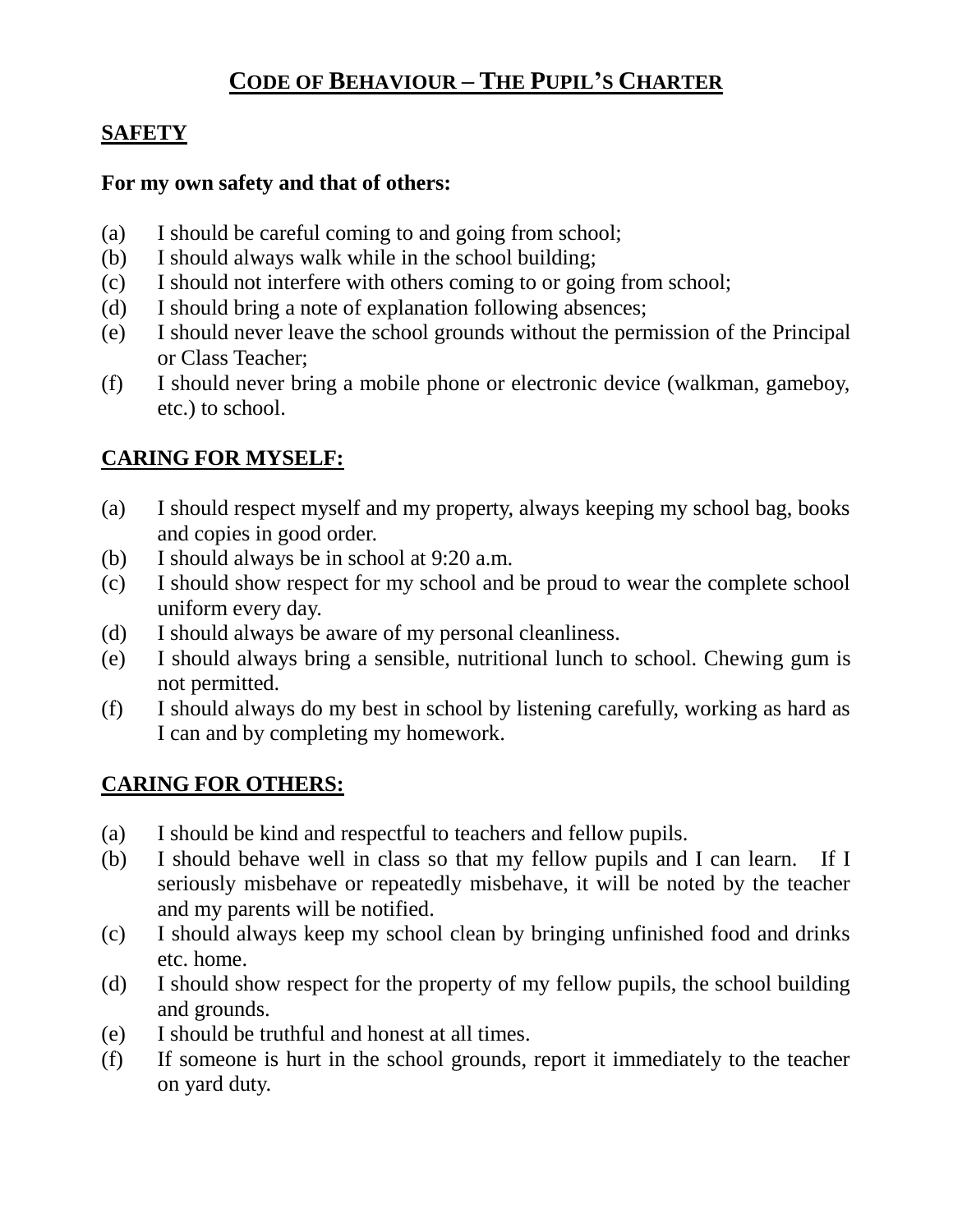# CODE OF BEHAVIOUR – THE PUPIL'S CHARTER

## SAFETY

**For my own safety and that of others:**

- (a) I should be careful coming to and going from school;
- (b) I should always walk while in the school building;
- (c) I should not interfere with others coming to or going from school;
- (d) I should bring a note of explanation following absences;
- (e) I should never leave the school grounds without the permission of the Principal or Class Teacher;
- (f) I should never bring a mobile phone or electronic device (walkman, gameboy, etc.) to school.

## CARING FOR MYSELF:

- (a) I should respect myself and my property, always keeping my school bag, books and copies in good order.
- (b) I should always be in school at 9:20 a.m.
- (c) I should show respect for my school and be proud to wear the complete school uniform every day.
- (d) I should always be aware of my personal cleanliness.
- (e) I should always bring a sensible, nutritional lunch to school. Chewing gum is not permitted.
- (f) I should always do my best in school by listening carefully, working as hard as I can and by completing my homework.

## CARING FOR OTHERS:

- (a) I should be kind and respectful to teachers and fellow pupils.
- (b) I should behave well in class so that my fellow pupils and I can learn. If I seriously misbehave or repeatedly misbehave, it will be noted by the teacher and my parents will be notified.
- (c) I should always keep my school clean by bringing unfinished food and drinks etc. home.
- (d) I should show respect for the property of my fellow pupils, the school building and grounds.
- (e) I should be truthful and honest at all times.
- (f) If someone is hurt in the school grounds, report it immediately to the teacher on yard duty.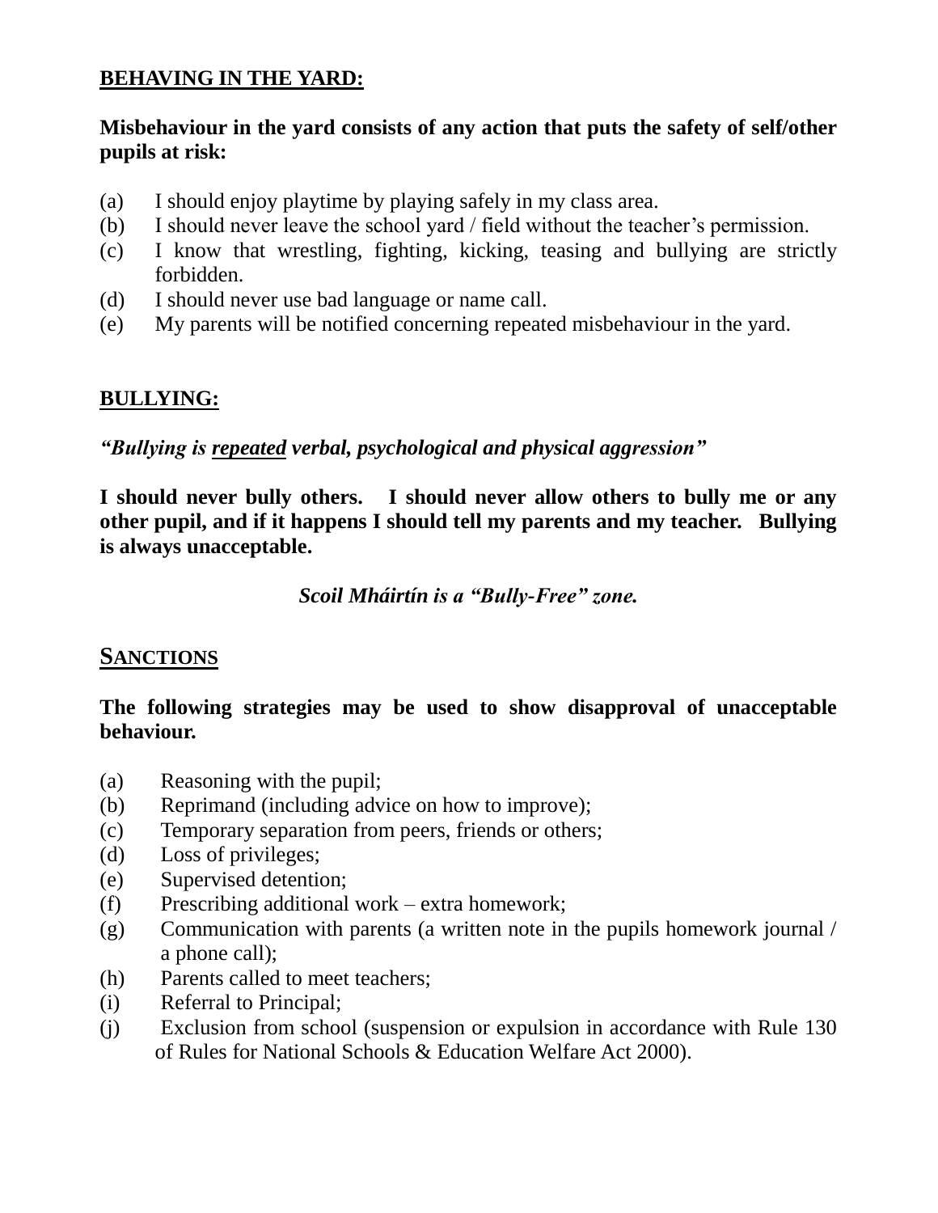## BEHAVING IN THE YARD:

**Misbehaviour in the yard consists of any action that puts the safety of self/other pupils at risk:**

(a) I should enjoy playtime by playing safely in my class area.
(b) I should never leave the school yard / field without the teacher's permission.
(c) I know that wrestling, fighting, kicking, teasing and bullying are strictly forbidden.
(d) I should never use bad language or name call.
(e) My parents will be notified concerning repeated misbehaviour in the yard.

## BULLYING:

***"Bullying is <u>repeated</u> verbal, psychological and physical aggression"***

**I should never bully others. I should never allow others to bully me or any other pupil, and if it happens I should tell my parents and my teacher. Bullying is always unacceptable.**

***Scoil Mháirtín is a "Bully-Free" zone.***

## SANCTIONS

**The following strategies may be used to show disapproval of unacceptable behaviour.**

(a) Reasoning with the pupil;
(b) Reprimand (including advice on how to improve);
(c) Temporary separation from peers, friends or others;
(d) Loss of privileges;
(e) Supervised detention;
(f) Prescribing additional work – extra homework;
(g) Communication with parents (a written note in the pupils homework journal / a phone call);
(h) Parents called to meet teachers;
(i) Referral to Principal;
(j) Exclusion from school (suspension or expulsion in accordance with Rule 130 of Rules for National Schools & Education Welfare Act 2000).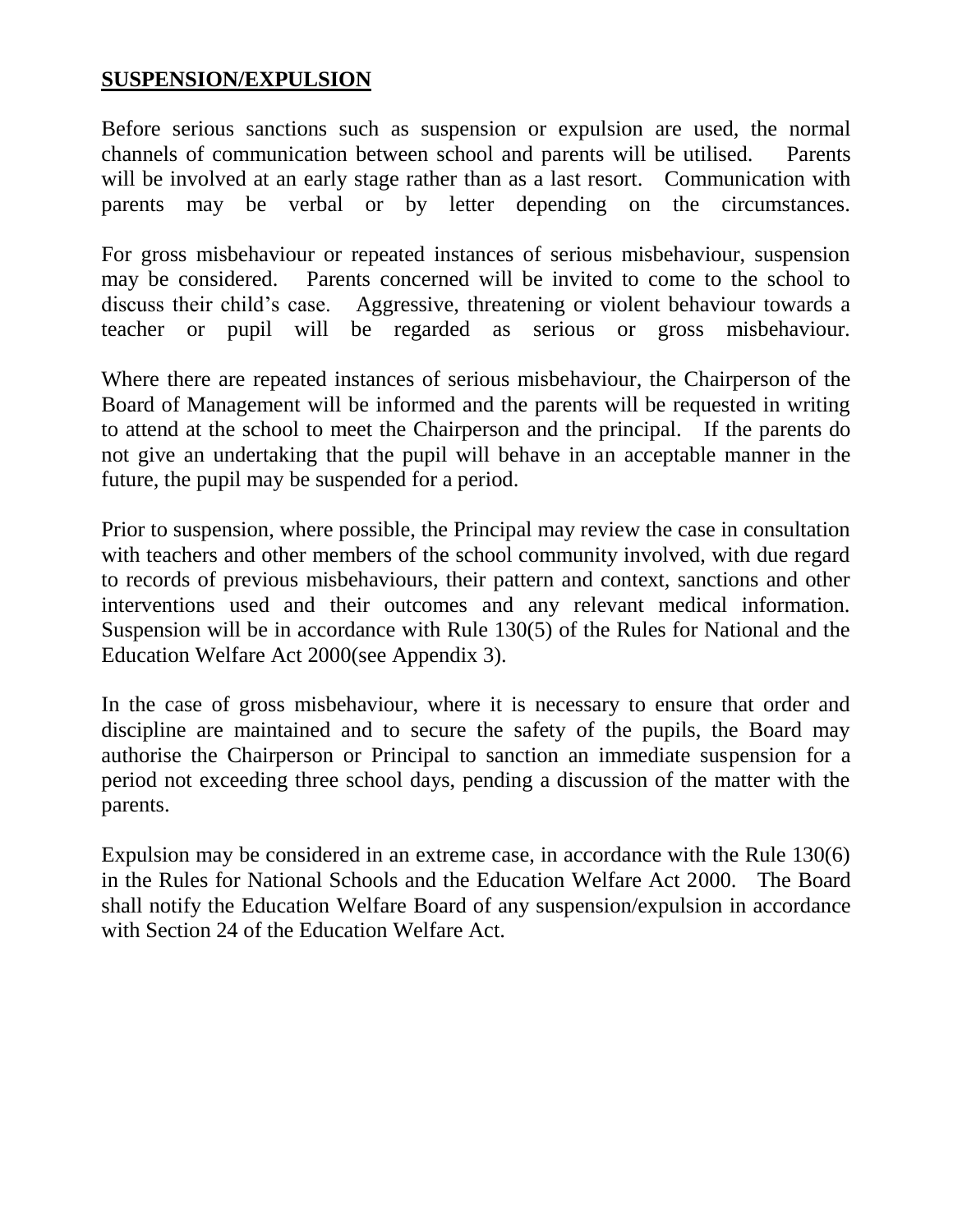**SUSPENSION/EXPULSION**

Before serious sanctions such as suspension or expulsion are used, the normal channels of communication between school and parents will be utilised. Parents will be involved at an early stage rather than as a last resort. Communication with parents may be verbal or by letter depending on the circumstances.

For gross misbehaviour or repeated instances of serious misbehaviour, suspension may be considered. Parents concerned will be invited to come to the school to discuss their child's case. Aggressive, threatening or violent behaviour towards a teacher or pupil will be regarded as serious or gross misbehaviour.

Where there are repeated instances of serious misbehaviour, the Chairperson of the Board of Management will be informed and the parents will be requested in writing to attend at the school to meet the Chairperson and the principal. If the parents do not give an undertaking that the pupil will behave in an acceptable manner in the future, the pupil may be suspended for a period.

Prior to suspension, where possible, the Principal may review the case in consultation with teachers and other members of the school community involved, with due regard to records of previous misbehaviours, their pattern and context, sanctions and other interventions used and their outcomes and any relevant medical information. Suspension will be in accordance with Rule 130(5) of the Rules for National and the Education Welfare Act 2000(see Appendix 3).

In the case of gross misbehaviour, where it is necessary to ensure that order and discipline are maintained and to secure the safety of the pupils, the Board may authorise the Chairperson or Principal to sanction an immediate suspension for a period not exceeding three school days, pending a discussion of the matter with the parents.

Expulsion may be considered in an extreme case, in accordance with the Rule 130(6) in the Rules for National Schools and the Education Welfare Act 2000. The Board shall notify the Education Welfare Board of any suspension/expulsion in accordance with Section 24 of the Education Welfare Act.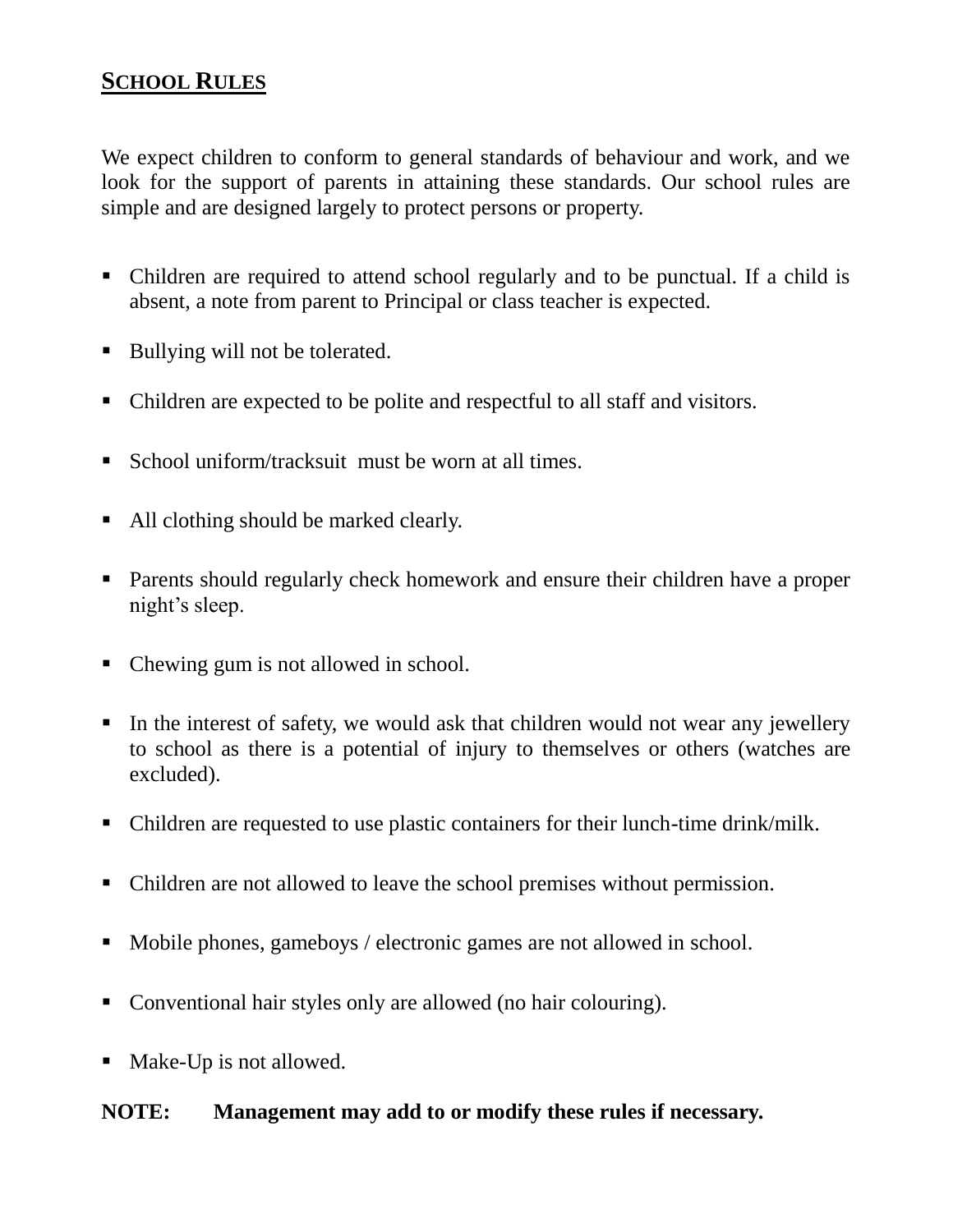## SCHOOL RULES

We expect children to conform to general standards of behaviour and work, and we look for the support of parents in attaining these standards. Our school rules are simple and are designed largely to protect persons or property.

- Children are required to attend school regularly and to be punctual. If a child is absent, a note from parent to Principal or class teacher is expected.
- Bullying will not be tolerated.
- Children are expected to be polite and respectful to all staff and visitors.
- School uniform/tracksuit must be worn at all times.
- All clothing should be marked clearly.
- Parents should regularly check homework and ensure their children have a proper night's sleep.
- Chewing gum is not allowed in school.
- In the interest of safety, we would ask that children would not wear any jewellery to school as there is a potential of injury to themselves or others (watches are excluded).
- Children are requested to use plastic containers for their lunch-time drink/milk.
- Children are not allowed to leave the school premises without permission.
- Mobile phones, gameboys / electronic games are not allowed in school.
- Conventional hair styles only are allowed (no hair colouring).
- Make-Up is not allowed.

**NOTE: Management may add to or modify these rules if necessary.**